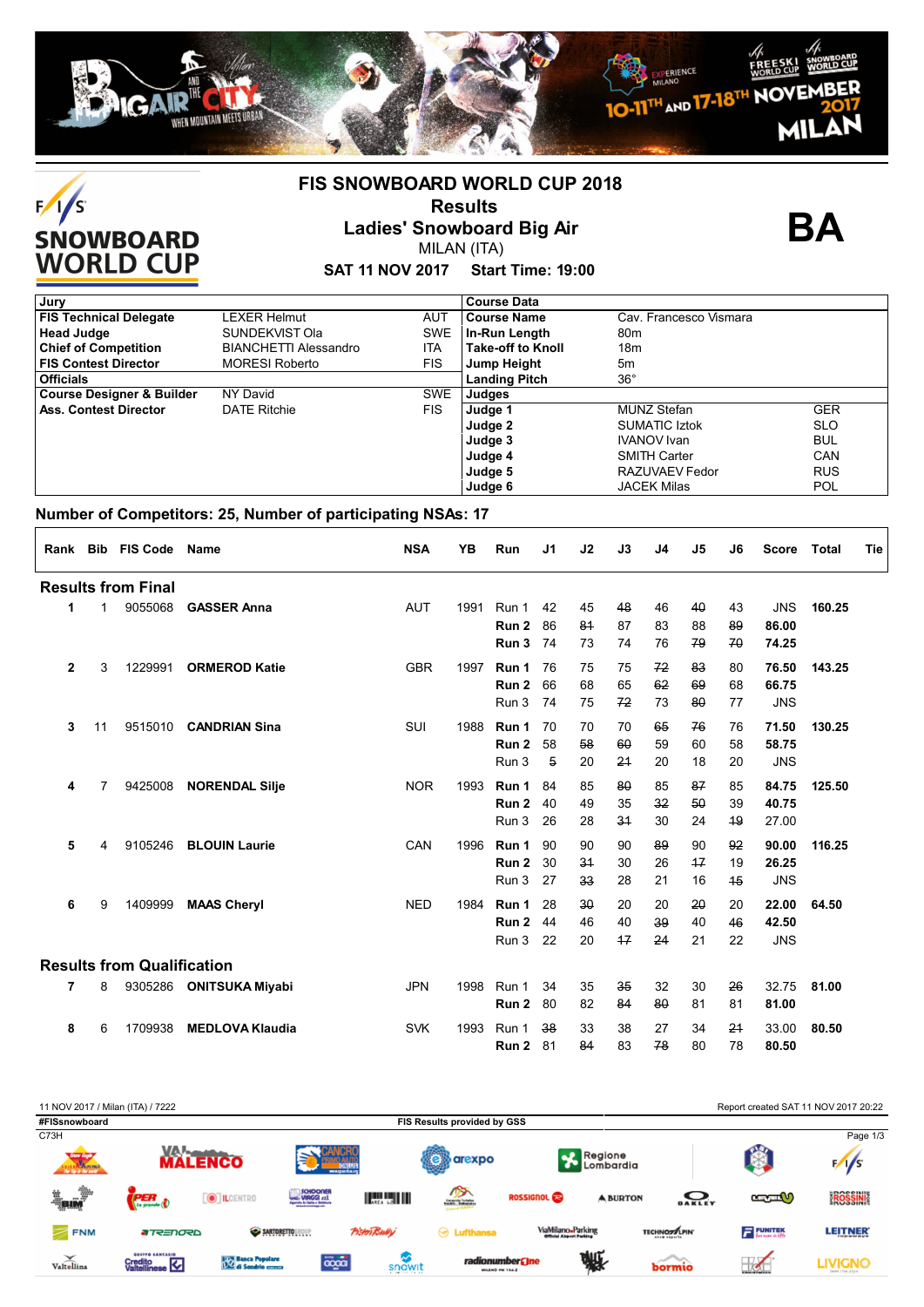# FIS SNOWBOARD WORLD CUP 2018

## Results

## Ladies' Snowboard Big Air

MILAN (ITA)

**SAT 11 NOV 2017 Start Time: 19:00**

**BA**

| Jury | | | Course Data | | |
|---|---|---|---|---|---|
| **FIS Technical Delegate** | LEXER Helmut | AUT | **Course Name** | Cav. Francesco Vismara | |
| **Head Judge** | SUNDEKVIST Ola | SWE | **In-Run Length** | 80m | |
| **Chief of Competition** | BIANCHETTI Alessandro | ITA | **Take-off to Knoll** | 18m | |
| **FIS Contest Director** | MORESI Roberto | FIS | **Jump Height** | 5m | |
| **Officials** | | | **Landing Pitch** | 36° | |
| **Course Designer & Builder** | NY David | SWE | **Judges** | | |
| **Ass. Contest Director** | DATE Ritchie | FIS | **Judge 1** | MUNZ Stefan | GER |
| | | | **Judge 2** | SUMATIC Iztok | SLO |
| | | | **Judge 3** | IVANOV Ivan | BUL |
| | | | **Judge 4** | SMITH Carter | CAN |
| | | | **Judge 5** | RAZUVAEV Fedor | RUS |
| | | | **Judge 6** | JACEK Milas | POL |

**Number of Competitors: 25, Number of participating NSAs: 17**

| Rank | Bib | FIS Code | Name | NSA | YB | Run | J1 | J2 | J3 | J4 | J5 | J6 | Score | Total | Tie |
|---|---|---|---|---|---|---|---|---|---|---|---|---|---|---|---|
| **Results from Final** | | | | | | | | | | | | | | | |
| 1 | 1 | 9055068 | **GASSER Anna** | AUT | 1991 | Run 1 | 42 | 45 | ~~48~~ | 46 | ~~40~~ | 43 | JNS | **160.25** | |
| | | | | | | **Run 2** | 86 | ~~81~~ | 87 | 83 | 88 | ~~89~~ | **86.00** | | |
| | | | | | | **Run 3** | 74 | 73 | 74 | 76 | ~~79~~ | ~~70~~ | **74.25** | | |
| 2 | 3 | 1229991 | **ORMEROD Katie** | GBR | 1997 | **Run 1** | 76 | 75 | 75 | ~~72~~ | ~~83~~ | 80 | **76.50** | **143.25** | |
| | | | | | | **Run 2** | 66 | 68 | 65 | ~~62~~ | ~~69~~ | 68 | **66.75** | | |
| | | | | | | Run 3 | 74 | 75 | ~~72~~ | 73 | ~~80~~ | 77 | JNS | | |
| 3 | 11 | 9515010 | **CANDRIAN Sina** | SUI | 1988 | **Run 1** | 70 | 70 | 70 | ~~65~~ | ~~76~~ | 76 | **71.50** | **130.25** | |
| | | | | | | **Run 2** | 58 | ~~58~~ | ~~60~~ | 59 | 60 | 58 | **58.75** | | |
| | | | | | | Run 3 | ~~5~~ | 20 | ~~21~~ | 20 | 18 | 20 | JNS | | |
| 4 | 7 | 9425008 | **NORENDAL Silje** | NOR | 1993 | **Run 1** | 84 | 85 | ~~80~~ | 85 | ~~87~~ | 85 | **84.75** | **125.50** | |
| | | | | | | **Run 2** | 40 | 49 | 35 | ~~32~~ | ~~50~~ | 39 | **40.75** | | |
| | | | | | | Run 3 | 26 | 28 | ~~31~~ | 30 | 24 | ~~19~~ | 27.00 | | |
| 5 | 4 | 9105246 | **BLOUIN Laurie** | CAN | 1996 | **Run 1** | 90 | 90 | 90 | ~~89~~ | 90 | ~~92~~ | **90.00** | **116.25** | |
| | | | | | | **Run 2** | 30 | ~~31~~ | 30 | 26 | ~~17~~ | 19 | **26.25** | | |
| | | | | | | Run 3 | 27 | ~~33~~ | 28 | 21 | 16 | ~~15~~ | JNS | | |
| 6 | 9 | 1409999 | **MAAS Cheryl** | NED | 1984 | **Run 1** | 28 | ~~30~~ | 20 | 20 | ~~20~~ | 20 | **22.00** | **64.50** | |
| | | | | | | **Run 2** | 44 | 46 | 40 | ~~39~~ | 40 | ~~46~~ | **42.50** | | |
| | | | | | | Run 3 | 22 | 20 | ~~17~~ | ~~24~~ | 21 | 22 | JNS | | |
| **Results from Qualification** | | | | | | | | | | | | | | | |
| 7 | 8 | 9305286 | **ONITSUKA Miyabi** | JPN | 1998 | Run 1 | 34 | 35 | ~~35~~ | 32 | 30 | ~~26~~ | 32.75 | **81.00** | |
| | | | | | | **Run 2** | 80 | 82 | ~~84~~ | ~~80~~ | 81 | 81 | **81.00** | | |
| 8 | 6 | 1709938 | **MEDLOVA Klaudia** | SVK | 1993 | Run 1 | ~~38~~ | 33 | 38 | 27 | 34 | ~~21~~ | 33.00 | **80.50** | |
| | | | | | | **Run 2** | 81 | ~~84~~ | 83 | ~~78~~ | 80 | 78 | **80.50** | | |

11 NOV 2017 / Milan (ITA) / 7222

Report created SAT 11 NOV 2017 20:22

#FISsnowboard

FIS Results provided by GSS

C73H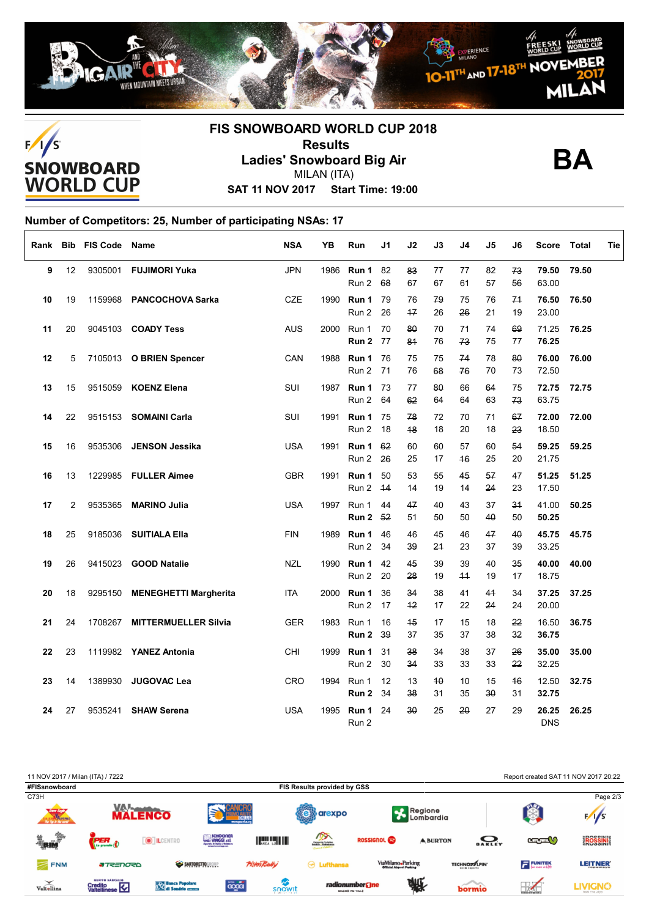# FIS SNOWBOARD WORLD CUP 2018

## Results

## Ladies' Snowboard Big Air

MILAN (ITA)

**SAT 11 NOV 2017 Start Time: 19:00**

**BA**

### Number of Competitors: 25, Number of participating NSAs: 17

| Rank | Bib | FIS Code | Name | NSA | YB | Run | J1 | J2 | J3 | J4 | J5 | J6 | Score | Total | Tie |
|---|---|---|---|---|---|---|---|---|---|---|---|---|---|---|---|
| 9 | 12 | 9305001 | FUJIMORI Yuka | JPN | 1986 | **Run 1** | 82 | ~~83~~ | 77 | 77 | 82 | ~~73~~ | **79.50** | **79.50** | |
| | | | | | | Run 2 | ~~68~~ | 67 | 67 | 61 | 57 | ~~56~~ | 63.00 | | |
| 10 | 19 | 1159968 | PANCOCHOVA Sarka | CZE | 1990 | **Run 1** | 79 | 76 | ~~79~~ | 75 | 76 | ~~71~~ | **76.50** | **76.50** | |
| | | | | | | Run 2 | 26 | ~~17~~ | 26 | ~~26~~ | 21 | 19 | 23.00 | | |
| 11 | 20 | 9045103 | COADY Tess | AUS | 2000 | Run 1 | 70 | ~~80~~ | 70 | 71 | 74 | ~~69~~ | 71.25 | **76.25** | |
| | | | | | | **Run 2** | 77 | ~~81~~ | 76 | ~~73~~ | 75 | 77 | **76.25** | | |
| 12 | 5 | 7105013 | O BRIEN Spencer | CAN | 1988 | **Run 1** | 76 | 75 | 75 | ~~74~~ | 78 | ~~80~~ | **76.00** | **76.00** | |
| | | | | | | Run 2 | 71 | 76 | ~~68~~ | ~~76~~ | 70 | 73 | 72.50 | | |
| 13 | 15 | 9515059 | KOENZ Elena | SUI | 1987 | **Run 1** | 73 | 77 | ~~80~~ | 66 | ~~64~~ | 75 | **72.75** | **72.75** | |
| | | | | | | Run 2 | 64 | ~~62~~ | 64 | 64 | 63 | ~~73~~ | 63.75 | | |
| 14 | 22 | 9515153 | SOMAINI Carla | SUI | 1991 | **Run 1** | 75 | ~~78~~ | 72 | 70 | 71 | ~~67~~ | **72.00** | **72.00** | |
| | | | | | | Run 2 | 18 | ~~18~~ | 18 | 20 | 18 | ~~23~~ | 18.50 | | |
| 15 | 16 | 9535306 | JENSON Jessika | USA | 1991 | **Run 1** | ~~62~~ | 60 | 60 | 57 | 60 | ~~54~~ | **59.25** | **59.25** | |
| | | | | | | Run 2 | ~~26~~ | 25 | 17 | ~~16~~ | 25 | 20 | 21.75 | | |
| 16 | 13 | 1229985 | FULLER Aimee | GBR | 1991 | **Run 1** | 50 | 53 | 55 | ~~45~~ | ~~57~~ | 47 | **51.25** | **51.25** | |
| | | | | | | Run 2 | ~~14~~ | 14 | 19 | 14 | ~~24~~ | 23 | 17.50 | | |
| 17 | 2 | 9535365 | MARINO Julia | USA | 1997 | Run 1 | 44 | ~~47~~ | 40 | 43 | 37 | ~~31~~ | 41.00 | **50.25** | |
| | | | | | | **Run 2** | ~~52~~ | 51 | 50 | 50 | ~~40~~ | 50 | **50.25** | | |
| 18 | 25 | 9185036 | SUITIALA Ella | FIN | 1989 | **Run 1** | 46 | 46 | 45 | 46 | ~~47~~ | ~~40~~ | **45.75** | **45.75** | |
| | | | | | | Run 2 | 34 | ~~39~~ | ~~21~~ | 23 | 37 | 39 | 33.25 | | |
| 19 | 26 | 9415023 | GOOD Natalie | NZL | 1990 | **Run 1** | 42 | ~~45~~ | 39 | 39 | 40 | ~~35~~ | **40.00** | **40.00** | |
| | | | | | | Run 2 | 20 | ~~28~~ | 19 | ~~11~~ | 19 | 17 | 18.75 | | |
| 20 | 18 | 9295150 | MENEGHETTI Margherita | ITA | 2000 | **Run 1** | 36 | ~~34~~ | 38 | 41 | ~~41~~ | 34 | **37.25** | **37.25** | |
| | | | | | | Run 2 | 17 | ~~12~~ | 17 | 22 | ~~24~~ | 24 | 20.00 | | |
| 21 | 24 | 1708267 | MITTERMUELLER Silvia | GER | 1983 | Run 1 | 16 | ~~15~~ | 17 | 15 | 18 | ~~22~~ | 16.50 | **36.75** | |
| | | | | | | **Run 2** | ~~39~~ | 37 | 35 | 37 | 38 | ~~32~~ | **36.75** | | |
| 22 | 23 | 1119982 | YANEZ Antonia | CHI | 1999 | **Run 1** | 31 | ~~38~~ | 34 | 38 | 37 | ~~26~~ | **35.00** | **35.00** | |
| | | | | | | Run 2 | 30 | ~~34~~ | 33 | 33 | 33 | ~~22~~ | 32.25 | | |
| 23 | 14 | 1389930 | JUGOVAC Lea | CRO | 1994 | Run 1 | 12 | 13 | ~~10~~ | 10 | 15 | ~~16~~ | 12.50 | **32.75** | |
| | | | | | | **Run 2** | 34 | ~~38~~ | 31 | 35 | ~~30~~ | 31 | **32.75** | | |
| 24 | 27 | 9535241 | SHAW Serena | USA | 1995 | **Run 1** | 24 | ~~30~~ | 25 | ~~20~~ | 27 | 29 | **26.25** | **26.25** | |
| | | | | | | Run 2 | | | | | | | DNS | | |

11 NOV 2017 / Milan (ITA) / 7222

Report created SAT 11 NOV 2017 20:22

#FISsnowboard

FIS Results provided by GSS

C73H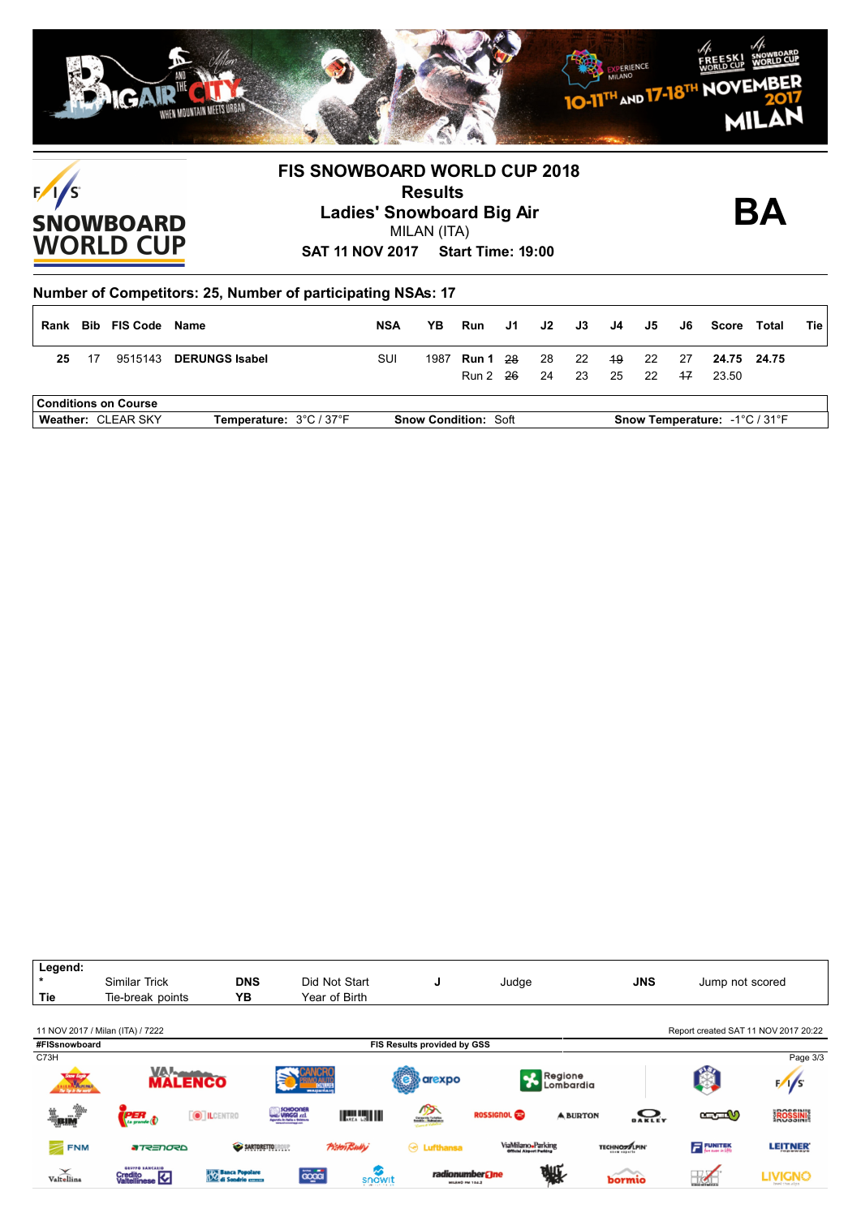# FIS SNOWBOARD WORLD CUP 2018

## Results

## Ladies' Snowboard Big Air

MILAN (ITA)

**SAT 11 NOV 2017 Start Time: 19:00**

**BA**

**Number of Competitors: 25, Number of participating NSAs: 17**

| Rank | Bib | FIS Code | Name | NSA | YB | Run | J1 | J2 | J3 | J4 | J5 | J6 | Score | Total | Tie |
|---|---|---|---|---|---|---|---|---|---|---|---|---|---|---|---|
| 25 | 17 | 9515143 | **DERUNGS Isabel** | SUI | 1987 | **Run 1** | ~~28~~ | 28 | 22 | ~~19~~ | 22 | 27 | **24.75** | **24.75** | |
| | | | | | | Run 2 | ~~26~~ | 24 | 23 | 25 | 22 | ~~17~~ | 23.50 | | |

| Conditions on Course | | | |
|---|---|---|---|
| **Weather:** CLEAR SKY | **Temperature:** 3°C / 37°F | **Snow Condition:** Soft | **Snow Temperature:** -1°C / 31°F |

**Legend:**

| | | | | | | | |
|---|---|---|---|---|---|---|---|
| * | Similar Trick | **DNS** | Did Not Start | **J** | Judge | **JNS** | Jump not scored |
| **Tie** | Tie-break points | **YB** | Year of Birth | | | | |

11 NOV 2017 / Milan (ITA) / 7222

Report created SAT 11 NOV 2017 20:22

**#FISsnowboard**

**FIS Results provided by GSS**

C73H